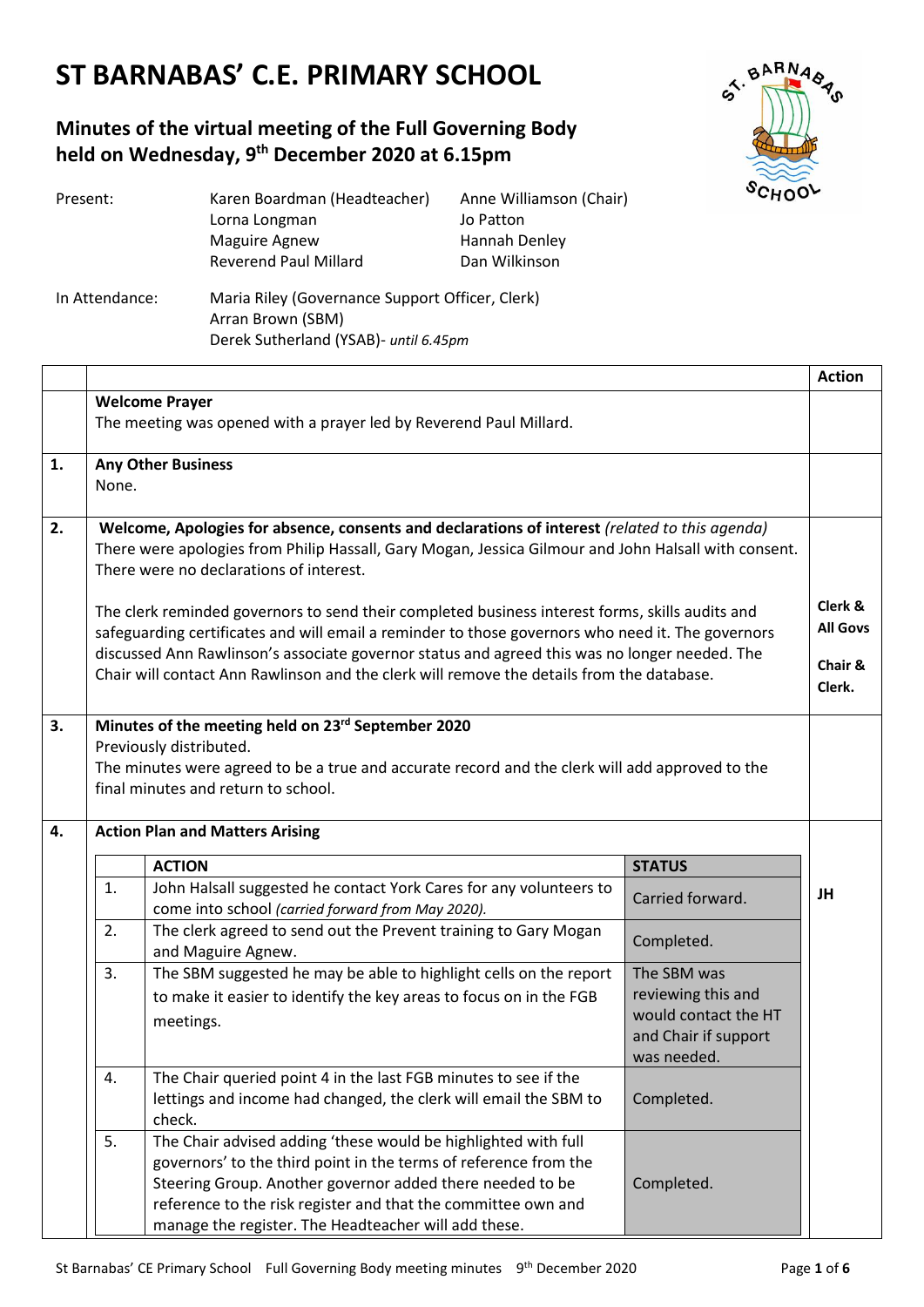# ST BARNABAS' C.E. PRIMARY SCHOOL

## Minutes of the virtual meeting of the Full Governing Body held on Wednesday, 9th December 2020 at 6.15pm

| | | |
|---|---|---|
| Present: | Karen Boardman (Headteacher) | Anne Williamson (Chair) |
| | Lorna Longman | Jo Patton |
| | Maguire Agnew | Hannah Denley |
| | Reverend Paul Millard | Dan Wilkinson |

| | |
|---|---|
| In Attendance: | Maria Riley (Governance Support Officer, Clerk) |
| | Arran Brown (SBM) |
| | Derek Sutherland (YSAB)- *until 6.45pm* |

| | | Action |
|---|---|---|
| | **Welcome Prayer**<br>The meeting was opened with a prayer led by Reverend Paul Millard. | |
| 1. | **Any Other Business**<br>None. | |
| 2. | **Welcome, Apologies for absence, consents and declarations of interest** *(related to this agenda)*<br>There were apologies from Philip Hassall, Gary Mogan, Jessica Gilmour and John Halsall with consent. There were no declarations of interest.<br><br>The clerk reminded governors to send their completed business interest forms, skills audits and safeguarding certificates and will email a reminder to those governors who need it. The governors discussed Ann Rawlinson's associate governor status and agreed this was no longer needed. The Chair will contact Ann Rawlinson and the clerk will remove the details from the database. | **Clerk & All Govs**<br><br>**Chair & Clerk.** |
| 3. | **Minutes of the meeting held on 23rd September 2020**<br>Previously distributed.<br>The minutes were agreed to be a true and accurate record and the clerk will add approved to the final minutes and return to school. | |
| 4. | **Action Plan and Matters Arising** | |

| | ACTION | STATUS | Action |
|---|---|---|---|
| 1. | John Halsall suggested he contact York Cares for any volunteers to come into school *(carried forward from May 2020).* | Carried forward. | **JH** |
| 2. | The clerk agreed to send out the Prevent training to Gary Mogan and Maguire Agnew. | Completed. | |
| 3. | The SBM suggested he may be able to highlight cells on the report to make it easier to identify the key areas to focus on in the FGB meetings. | The SBM was reviewing this and would contact the HT and Chair if support was needed. | |
| 4. | The Chair queried point 4 in the last FGB minutes to see if the lettings and income had changed, the clerk will email the SBM to check. | Completed. | |
| 5. | The Chair advised adding 'these would be highlighted with full governors' to the third point in the terms of reference from the Steering Group. Another governor added there needed to be reference to the risk register and that the committee own and manage the register. The Headteacher will add these. | Completed. | |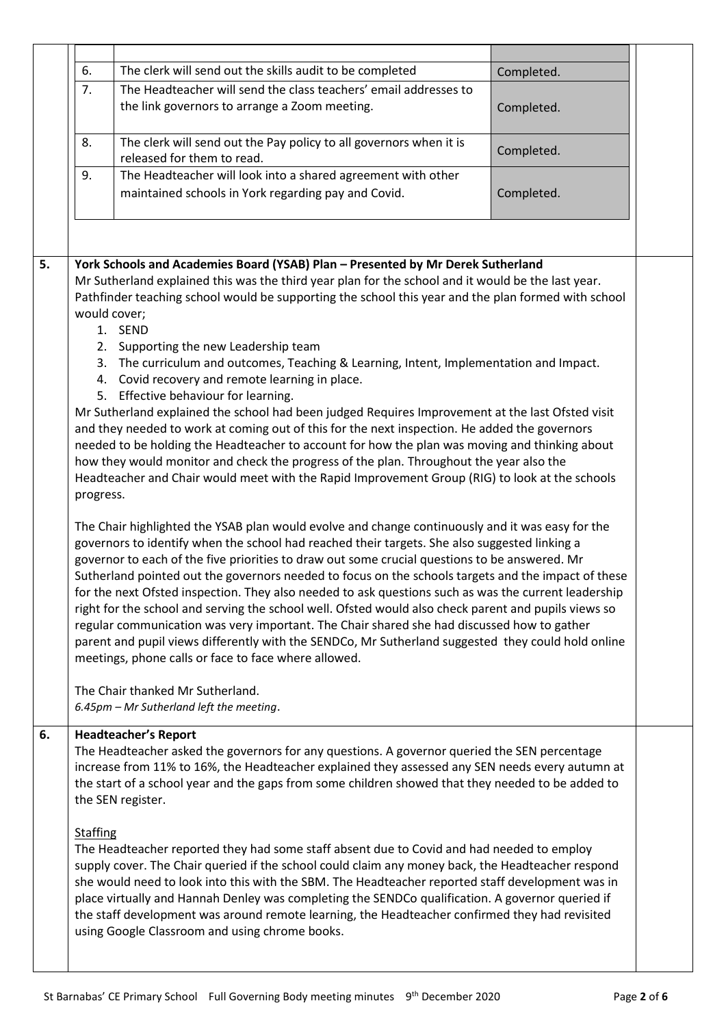| | | |
|---|---|---|
| 6. | The clerk will send out the skills audit to be completed | Completed. |
| 7. | The Headteacher will send the class teachers' email addresses to the link governors to arrange a Zoom meeting. | Completed. |
| 8. | The clerk will send out the Pay policy to all governors when it is released for them to read. | Completed. |
| 9. | The Headteacher will look into a shared agreement with other maintained schools in York regarding pay and Covid. | Completed. |

**5. York Schools and Academies Board (YSAB) Plan – Presented by Mr Derek Sutherland**

Mr Sutherland explained this was the third year plan for the school and it would be the last year. Pathfinder teaching school would be supporting the school this year and the plan formed with school would cover;

1. SEND
2. Supporting the new Leadership team
3. The curriculum and outcomes, Teaching & Learning, Intent, Implementation and Impact.
4. Covid recovery and remote learning in place.
5. Effective behaviour for learning.

Mr Sutherland explained the school had been judged Requires Improvement at the last Ofsted visit and they needed to work at coming out of this for the next inspection. He added the governors needed to be holding the Headteacher to account for how the plan was moving and thinking about how they would monitor and check the progress of the plan. Throughout the year also the Headteacher and Chair would meet with the Rapid Improvement Group (RIG) to look at the schools progress.

The Chair highlighted the YSAB plan would evolve and change continuously and it was easy for the governors to identify when the school had reached their targets. She also suggested linking a governor to each of the five priorities to draw out some crucial questions to be answered. Mr Sutherland pointed out the governors needed to focus on the schools targets and the impact of these for the next Ofsted inspection. They also needed to ask questions such as was the current leadership right for the school and serving the school well. Ofsted would also check parent and pupils views so regular communication was very important. The Chair shared she had discussed how to gather parent and pupil views differently with the SENDCo, Mr Sutherland suggested they could hold online meetings, phone calls or face to face where allowed.

The Chair thanked Mr Sutherland.

*6.45pm – Mr Sutherland left the meeting*.

**6. Headteacher's Report**

The Headteacher asked the governors for any questions. A governor queried the SEN percentage increase from 11% to 16%, the Headteacher explained they assessed any SEN needs every autumn at the start of a school year and the gaps from some children showed that they needed to be added to the SEN register.

Staffing

The Headteacher reported they had some staff absent due to Covid and had needed to employ supply cover. The Chair queried if the school could claim any money back, the Headteacher respond she would need to look into this with the SBM. The Headteacher reported staff development was in place virtually and Hannah Denley was completing the SENDCo qualification. A governor queried if the staff development was around remote learning, the Headteacher confirmed they had revisited using Google Classroom and using chrome books.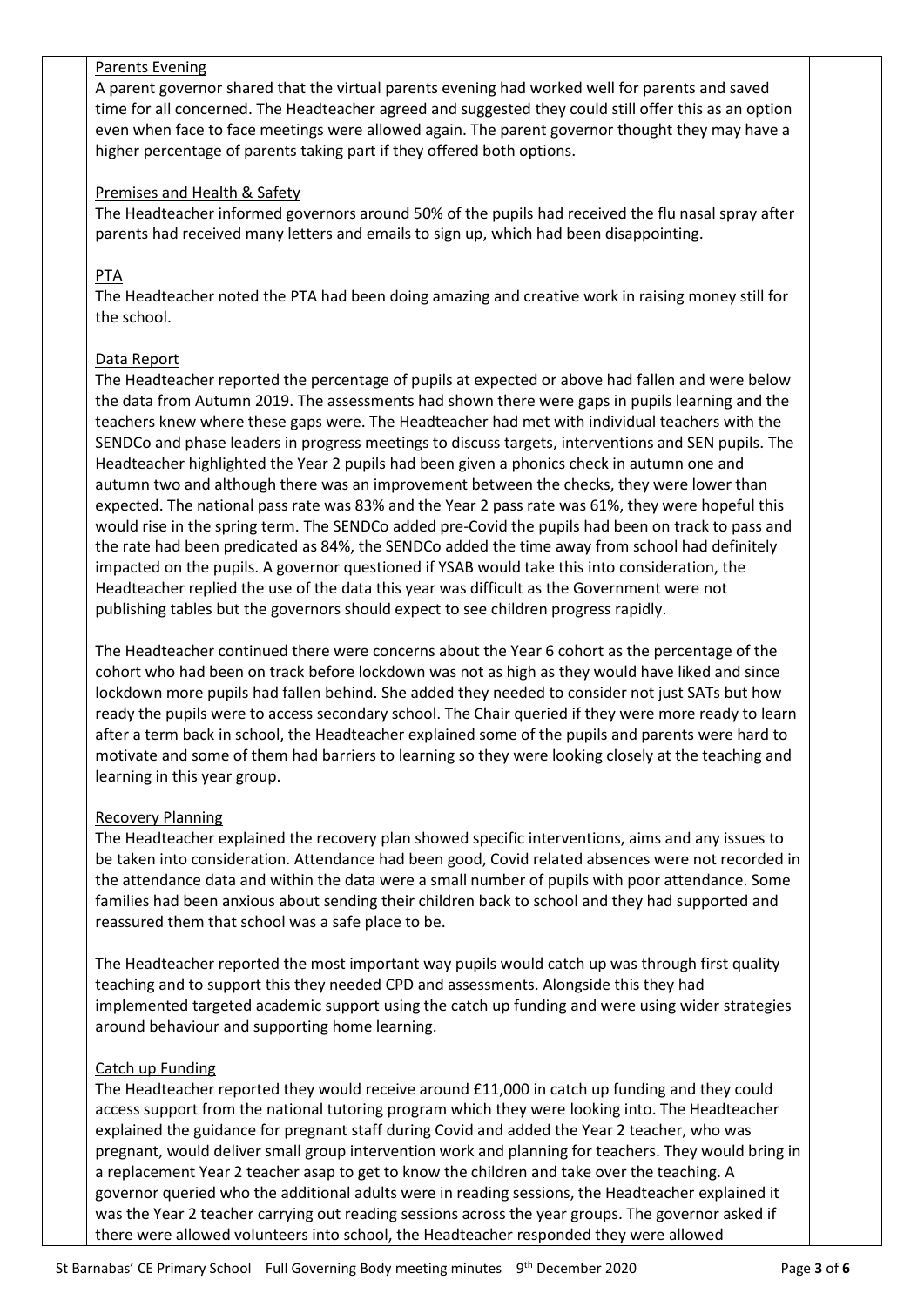Parents Evening

A parent governor shared that the virtual parents evening had worked well for parents and saved time for all concerned. The Headteacher agreed and suggested they could still offer this as an option even when face to face meetings were allowed again. The parent governor thought they may have a higher percentage of parents taking part if they offered both options.

Premises and Health & Safety

The Headteacher informed governors around 50% of the pupils had received the flu nasal spray after parents had received many letters and emails to sign up, which had been disappointing.

PTA

The Headteacher noted the PTA had been doing amazing and creative work in raising money still for the school.

Data Report

The Headteacher reported the percentage of pupils at expected or above had fallen and were below the data from Autumn 2019. The assessments had shown there were gaps in pupils learning and the teachers knew where these gaps were. The Headteacher had met with individual teachers with the SENDCo and phase leaders in progress meetings to discuss targets, interventions and SEN pupils. The Headteacher highlighted the Year 2 pupils had been given a phonics check in autumn one and autumn two and although there was an improvement between the checks, they were lower than expected. The national pass rate was 83% and the Year 2 pass rate was 61%, they were hopeful this would rise in the spring term. The SENDCo added pre-Covid the pupils had been on track to pass and the rate had been predicated as 84%, the SENDCo added the time away from school had definitely impacted on the pupils. A governor questioned if YSAB would take this into consideration, the Headteacher replied the use of the data this year was difficult as the Government were not publishing tables but the governors should expect to see children progress rapidly.

The Headteacher continued there were concerns about the Year 6 cohort as the percentage of the cohort who had been on track before lockdown was not as high as they would have liked and since lockdown more pupils had fallen behind. She added they needed to consider not just SATs but how ready the pupils were to access secondary school. The Chair queried if they were more ready to learn after a term back in school, the Headteacher explained some of the pupils and parents were hard to motivate and some of them had barriers to learning so they were looking closely at the teaching and learning in this year group.

Recovery Planning

The Headteacher explained the recovery plan showed specific interventions, aims and any issues to be taken into consideration. Attendance had been good, Covid related absences were not recorded in the attendance data and within the data were a small number of pupils with poor attendance. Some families had been anxious about sending their children back to school and they had supported and reassured them that school was a safe place to be.

The Headteacher reported the most important way pupils would catch up was through first quality teaching and to support this they needed CPD and assessments. Alongside this they had implemented targeted academic support using the catch up funding and were using wider strategies around behaviour and supporting home learning.

Catch up Funding

The Headteacher reported they would receive around £11,000 in catch up funding and they could access support from the national tutoring program which they were looking into. The Headteacher explained the guidance for pregnant staff during Covid and added the Year 2 teacher, who was pregnant, would deliver small group intervention work and planning for teachers. They would bring in a replacement Year 2 teacher asap to get to know the children and take over the teaching. A governor queried who the additional adults were in reading sessions, the Headteacher explained it was the Year 2 teacher carrying out reading sessions across the year groups. The governor asked if there were allowed volunteers into school, the Headteacher responded they were allowed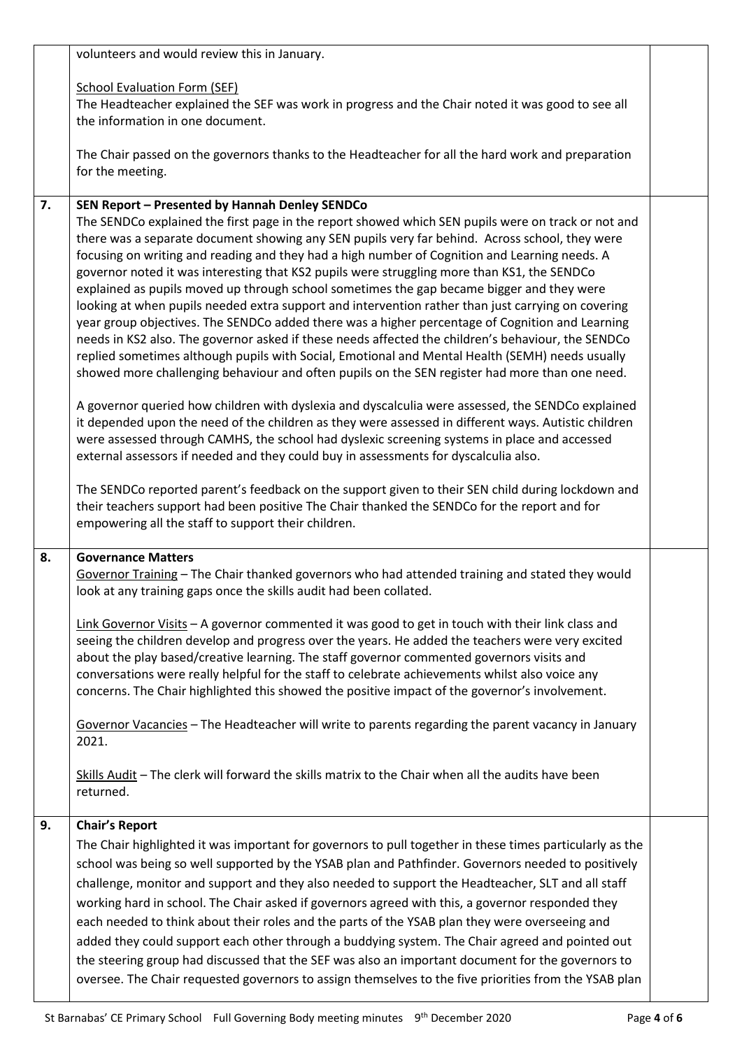volunteers and would review this in January.

School Evaluation Form (SEF)
The Headteacher explained the SEF was work in progress and the Chair noted it was good to see all the information in one document.

The Chair passed on the governors thanks to the Headteacher for all the hard work and preparation for the meeting.

**7. SEN Report – Presented by Hannah Denley SENDCo**

The SENDCo explained the first page in the report showed which SEN pupils were on track or not and there was a separate document showing any SEN pupils very far behind. Across school, they were focusing on writing and reading and they had a high number of Cognition and Learning needs. A governor noted it was interesting that KS2 pupils were struggling more than KS1, the SENDCo explained as pupils moved up through school sometimes the gap became bigger and they were looking at when pupils needed extra support and intervention rather than just carrying on covering year group objectives. The SENDCo added there was a higher percentage of Cognition and Learning needs in KS2 also. The governor asked if these needs affected the children's behaviour, the SENDCo replied sometimes although pupils with Social, Emotional and Mental Health (SEMH) needs usually showed more challenging behaviour and often pupils on the SEN register had more than one need.

A governor queried how children with dyslexia and dyscalculia were assessed, the SENDCo explained it depended upon the need of the children as they were assessed in different ways. Autistic children were assessed through CAMHS, the school had dyslexic screening systems in place and accessed external assessors if needed and they could buy in assessments for dyscalculia also.

The SENDCo reported parent's feedback on the support given to their SEN child during lockdown and their teachers support had been positive The Chair thanked the SENDCo for the report and for empowering all the staff to support their children.

**8. Governance Matters**

Governor Training – The Chair thanked governors who had attended training and stated they would look at any training gaps once the skills audit had been collated.

Link Governor Visits – A governor commented it was good to get in touch with their link class and seeing the children develop and progress over the years. He added the teachers were very excited about the play based/creative learning. The staff governor commented governors visits and conversations were really helpful for the staff to celebrate achievements whilst also voice any concerns. The Chair highlighted this showed the positive impact of the governor's involvement.

Governor Vacancies – The Headteacher will write to parents regarding the parent vacancy in January 2021.

Skills Audit – The clerk will forward the skills matrix to the Chair when all the audits have been returned.

**9. Chair's Report**

The Chair highlighted it was important for governors to pull together in these times particularly as the school was being so well supported by the YSAB plan and Pathfinder. Governors needed to positively challenge, monitor and support and they also needed to support the Headteacher, SLT and all staff working hard in school. The Chair asked if governors agreed with this, a governor responded they each needed to think about their roles and the parts of the YSAB plan they were overseeing and added they could support each other through a buddying system. The Chair agreed and pointed out the steering group had discussed that the SEF was also an important document for the governors to oversee. The Chair requested governors to assign themselves to the five priorities from the YSAB plan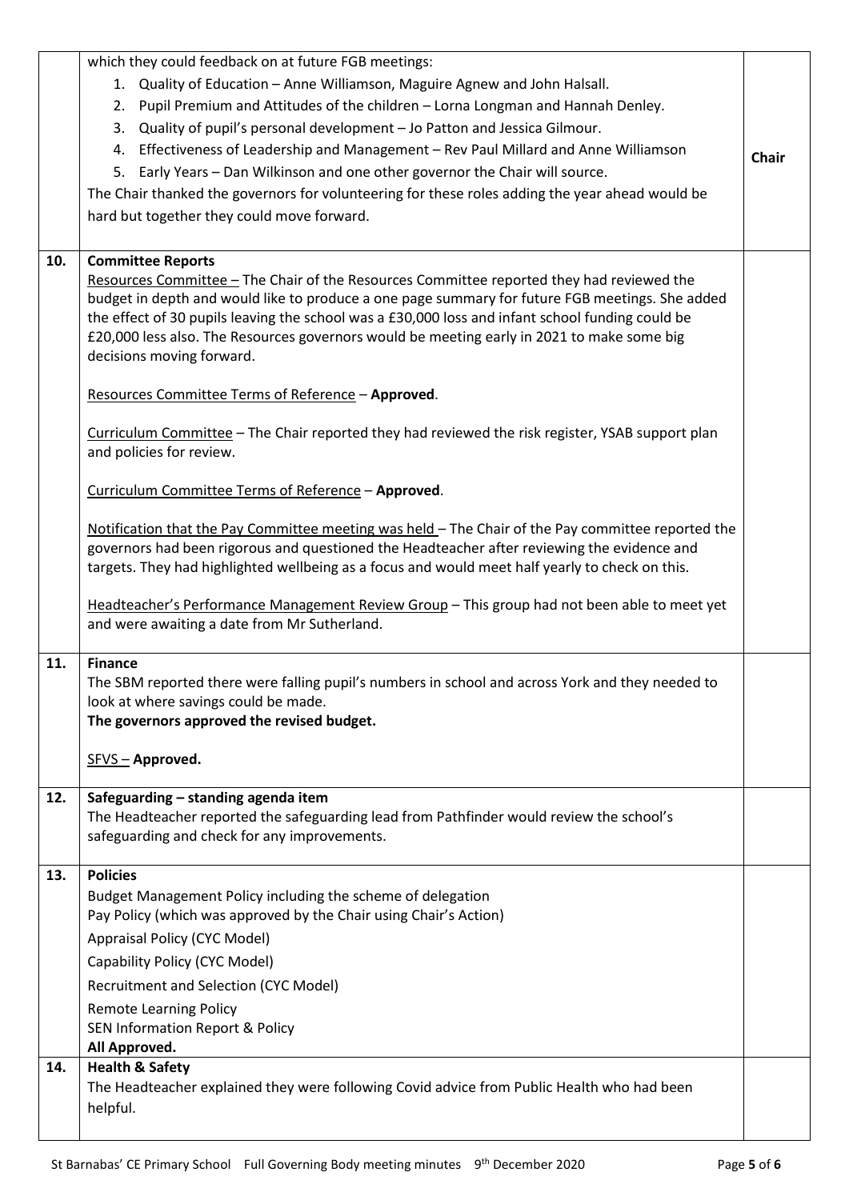| | | |
|---|---|---|
| | which they could feedback on at future FGB meetings:<br>1. Quality of Education – Anne Williamson, Maguire Agnew and John Halsall.<br>2. Pupil Premium and Attitudes of the children – Lorna Longman and Hannah Denley.<br>3. Quality of pupil's personal development – Jo Patton and Jessica Gilmour.<br>4. Effectiveness of Leadership and Management – Rev Paul Millard and Anne Williamson<br>5. Early Years – Dan Wilkinson and one other governor the Chair will source.<br>The Chair thanked the governors for volunteering for these roles adding the year ahead would be hard but together they could move forward. | **Chair** |
| **10.** | **Committee Reports**<br><u>Resources Committee –</u> The Chair of the Resources Committee reported they had reviewed the budget in depth and would like to produce a one page summary for future FGB meetings. She added the effect of 30 pupils leaving the school was a £30,000 loss and infant school funding could be £20,000 less also. The Resources governors would be meeting early in 2021 to make some big decisions moving forward.<br><br><u>Resources Committee Terms of Reference</u> – **Approved**.<br><br><u>Curriculum Committee</u> – The Chair reported they had reviewed the risk register, YSAB support plan and policies for review.<br><br><u>Curriculum Committee Terms of Reference</u> – **Approved**.<br><br><u>Notification that the Pay Committee meeting was held</u> – The Chair of the Pay committee reported the governors had been rigorous and questioned the Headteacher after reviewing the evidence and targets. They had highlighted wellbeing as a focus and would meet half yearly to check on this.<br><br><u>Headteacher's Performance Management Review Group</u> – This group had not been able to meet yet and were awaiting a date from Mr Sutherland. | |
| **11.** | **Finance**<br>The SBM reported there were falling pupil's numbers in school and across York and they needed to look at where savings could be made.<br>**The governors approved the revised budget.**<br><br><u>SFVS –</u> **Approved.** | |
| **12.** | **Safeguarding – standing agenda item**<br>The Headteacher reported the safeguarding lead from Pathfinder would review the school's safeguarding and check for any improvements. | |
| **13.** | **Policies**<br>Budget Management Policy including the scheme of delegation<br>Pay Policy (which was approved by the Chair using Chair's Action)<br>Appraisal Policy (CYC Model)<br>Capability Policy (CYC Model)<br>Recruitment and Selection (CYC Model)<br>Remote Learning Policy<br>SEN Information Report & Policy<br>**All Approved.** | |
| **14.** | **Health & Safety**<br>The Headteacher explained they were following Covid advice from Public Health who had been helpful. | |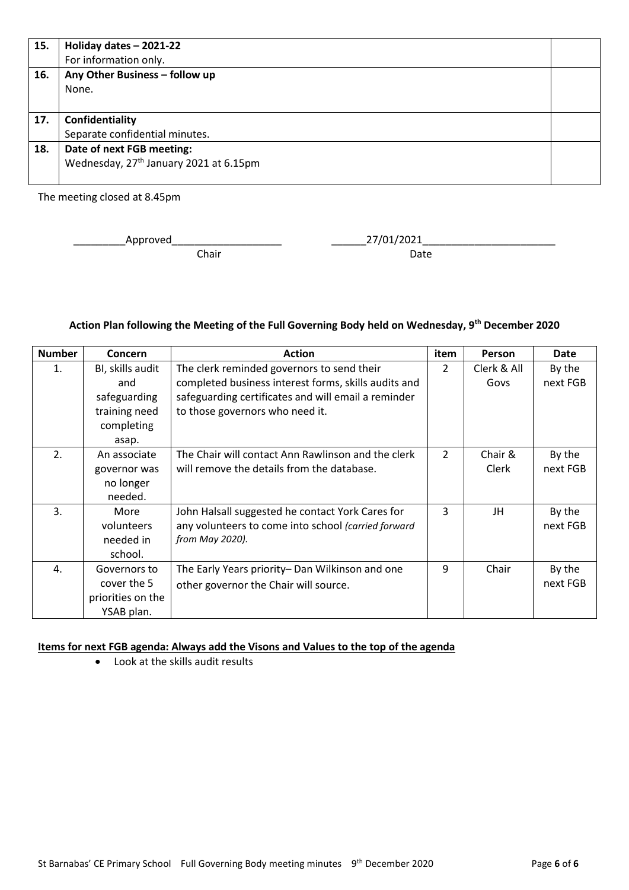| | | |
|---|---|---|
| **15.** | **Holiday dates – 2021-22**<br>For information only. | |
| **16.** | **Any Other Business – follow up**<br>None. | |
| **17.** | **Confidentiality**<br>Separate confidential minutes. | |
| **18.** | **Date of next FGB meeting:**<br>Wednesday, 27th January 2021 at 6.15pm | |

The meeting closed at 8.45pm

_________Approved___________________ ______27/01/2021______________________

Chair Date

**Action Plan following the Meeting of the Full Governing Body held on Wednesday, 9th December 2020**

| Number | Concern | Action | item | Person | Date |
|---|---|---|---|---|---|
| 1. | BI, skills audit and safeguarding training need completing asap. | The clerk reminded governors to send their completed business interest forms, skills audits and safeguarding certificates and will email a reminder to those governors who need it. | 2 | Clerk & All Govs | By the next FGB |
| 2. | An associate governor was no longer needed. | The Chair will contact Ann Rawlinson and the clerk will remove the details from the database. | 2 | Chair & Clerk | By the next FGB |
| 3. | More volunteers needed in school. | John Halsall suggested he contact York Cares for any volunteers to come into school *(carried forward from May 2020).* | 3 | JH | By the next FGB |
| 4. | Governors to cover the 5 priorities on the YSAB plan. | The Early Years priority– Dan Wilkinson and one other governor the Chair will source. | 9 | Chair | By the next FGB |

**<u>Items for next FGB agenda: Always add the Visons and Values to the top of the agenda</u>**

- Look at the skills audit results